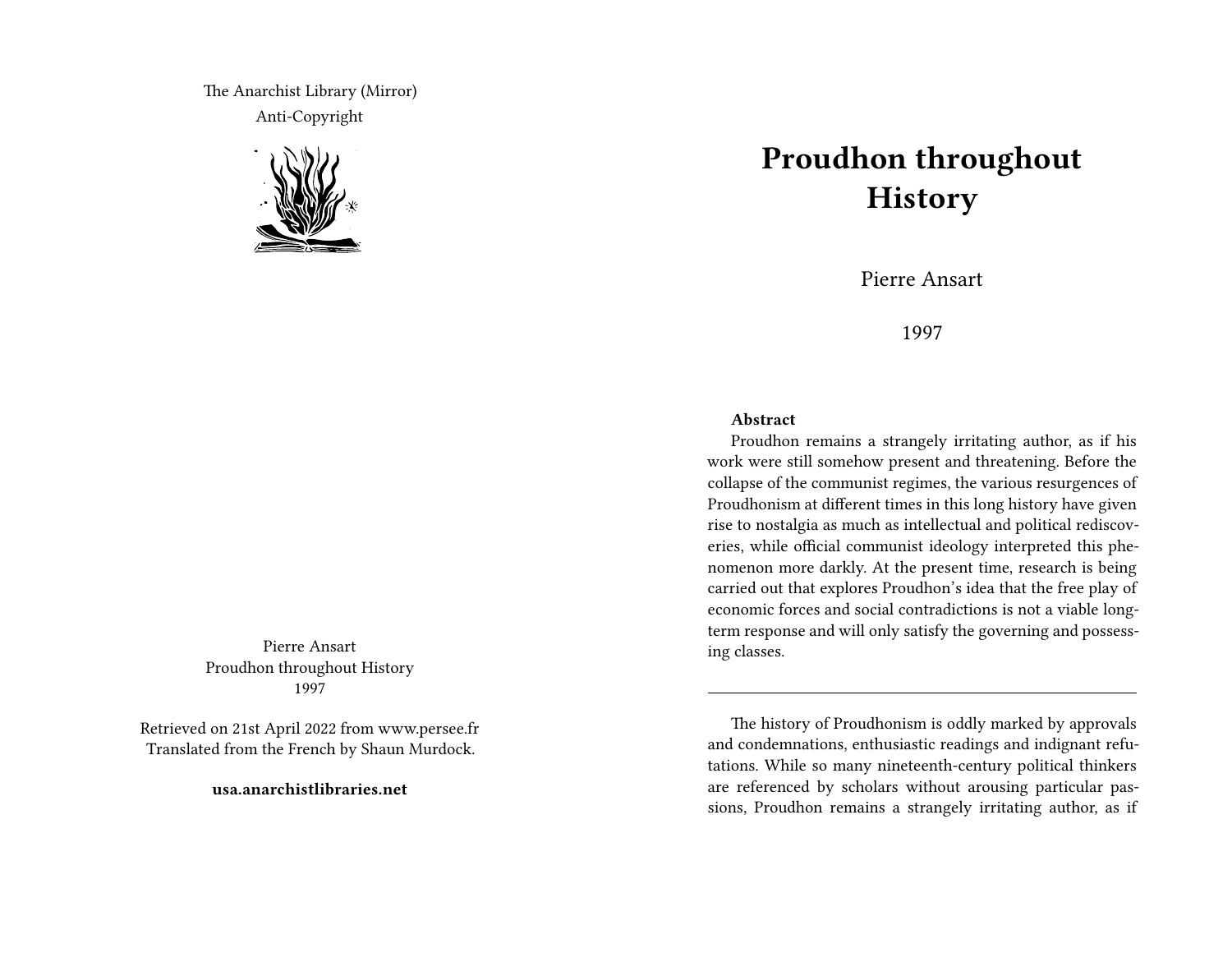The Anarchist Library (Mirror)
Anti-Copyright

Pierre Ansart
Proudhon throughout History
1997

Retrieved on 21st April 2022 from www.persee.fr
Translated from the French by Shaun Murdock.

**usa.anarchistlibraries.net**

# Proudhon throughout History

Pierre Ansart

1997

**Abstract**

Proudhon remains a strangely irritating author, as if his work were still somehow present and threatening. Before the collapse of the communist regimes, the various resurgences of Proudhonism at different times in this long history have given rise to nostalgia as much as intellectual and political rediscoveries, while official communist ideology interpreted this phenomenon more darkly. At the present time, research is being carried out that explores Proudhon's idea that the free play of economic forces and social contradictions is not a viable long-term response and will only satisfy the governing and possessing classes.

---

The history of Proudhonism is oddly marked by approvals and condemnations, enthusiastic readings and indignant refutations. While so many nineteenth-century political thinkers are referenced by scholars without arousing particular passions, Proudhon remains a strangely irritating author, as if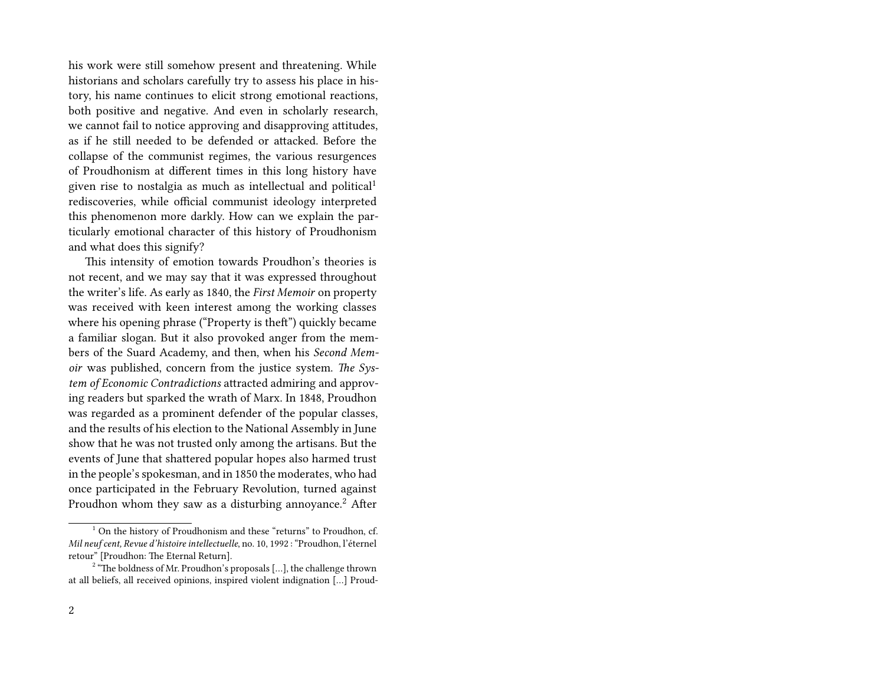his work were still somehow present and threatening. While historians and scholars carefully try to assess his place in history, his name continues to elicit strong emotional reactions, both positive and negative. And even in scholarly research, we cannot fail to notice approving and disapproving attitudes, as if he still needed to be defended or attacked. Before the collapse of the communist regimes, the various resurgences of Proudhonism at different times in this long history have given rise to nostalgia as much as intellectual and political[1] rediscoveries, while official communist ideology interpreted this phenomenon more darkly. How can we explain the particularly emotional character of this history of Proudhonism and what does this signify?

This intensity of emotion towards Proudhon's theories is not recent, and we may say that it was expressed throughout the writer's life. As early as 1840, the *First Memoir* on property was received with keen interest among the working classes where his opening phrase ("Property is theft") quickly became a familiar slogan. But it also provoked anger from the members of the Suard Academy, and then, when his *Second Memoir* was published, concern from the justice system. *The System of Economic Contradictions* attracted admiring and approving readers but sparked the wrath of Marx. In 1848, Proudhon was regarded as a prominent defender of the popular classes, and the results of his election to the National Assembly in June show that he was not trusted only among the artisans. But the events of June that shattered popular hopes also harmed trust in the people's spokesman, and in 1850 the moderates, who had once participated in the February Revolution, turned against Proudhon whom they saw as a disturbing annoyance.[2] After

---

[1] On the history of Proudhonism and these "returns" to Proudhon, cf. *Mil neuf cent, Revue d'histoire intellectuelle*, no. 10, 1992 : "Proudhon, l'éternel retour" [Proudhon: The Eternal Return].

[2] "The boldness of Mr. Proudhon's proposals […], the challenge thrown at all beliefs, all received opinions, inspired violent indignation […] Proud-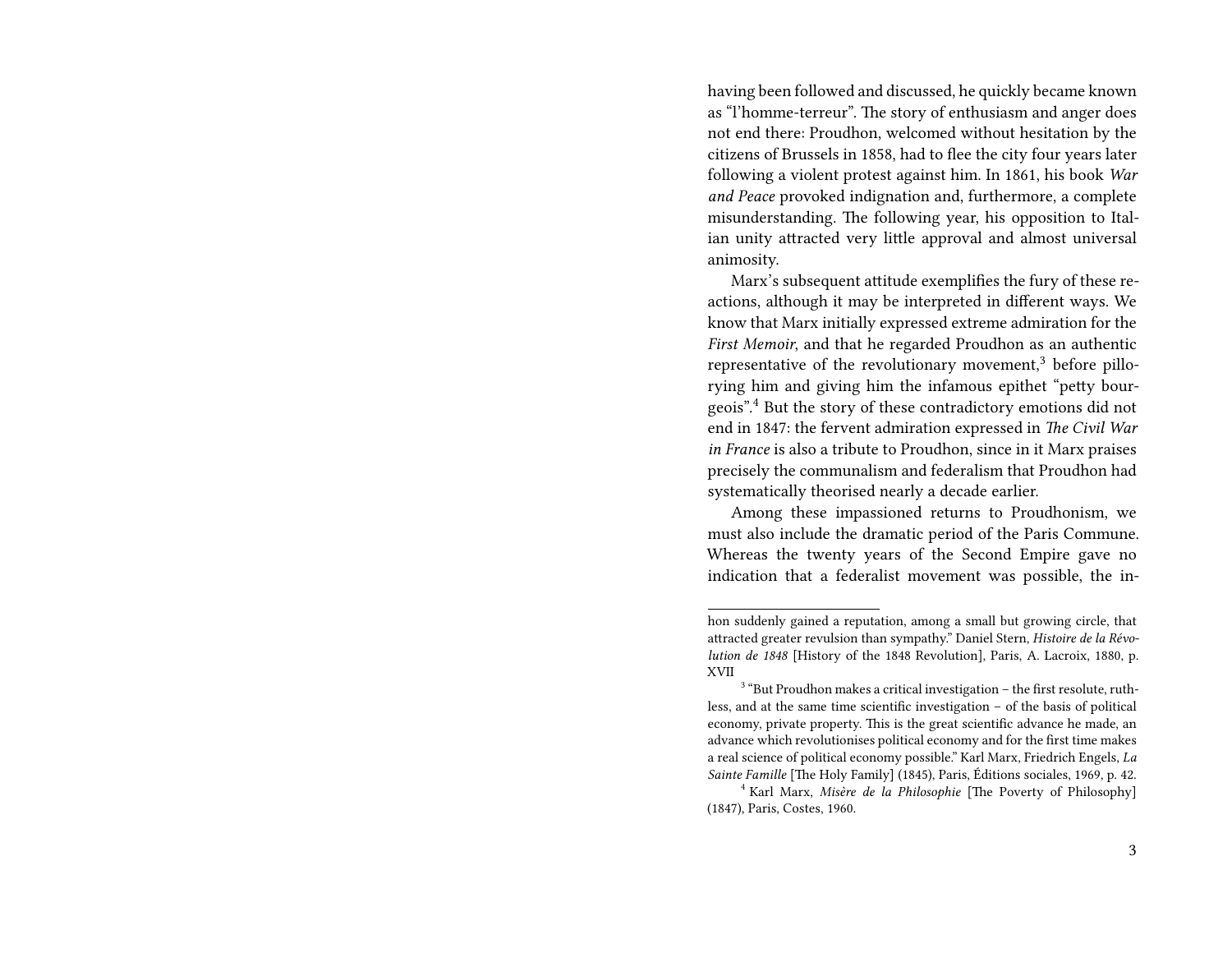having been followed and discussed, he quickly became known as "l'homme-terreur". The story of enthusiasm and anger does not end there: Proudhon, welcomed without hesitation by the citizens of Brussels in 1858, had to flee the city four years later following a violent protest against him. In 1861, his book *War and Peace* provoked indignation and, furthermore, a complete misunderstanding. The following year, his opposition to Italian unity attracted very little approval and almost universal animosity.

Marx's subsequent attitude exemplifies the fury of these reactions, although it may be interpreted in different ways. We know that Marx initially expressed extreme admiration for the *First Memoir*, and that he regarded Proudhon as an authentic representative of the revolutionary movement,[3] before pillorying him and giving him the infamous epithet "petty bourgeois".[4] But the story of these contradictory emotions did not end in 1847: the fervent admiration expressed in *The Civil War in France* is also a tribute to Proudhon, since in it Marx praises precisely the communalism and federalism that Proudhon had systematically theorised nearly a decade earlier.

Among these impassioned returns to Proudhonism, we must also include the dramatic period of the Paris Commune. Whereas the twenty years of the Second Empire gave no indication that a federalist movement was possible, the in-

---

hon suddenly gained a reputation, among a small but growing circle, that attracted greater revulsion than sympathy." Daniel Stern, *Histoire de la Révolution de 1848* [History of the 1848 Revolution], Paris, A. Lacroix, 1880, p. XVII

[3] "But Proudhon makes a critical investigation – the first resolute, ruthless, and at the same time scientific investigation – of the basis of political economy, private property. This is the great scientific advance he made, an advance which revolutionises political economy and for the first time makes a real science of political economy possible." Karl Marx, Friedrich Engels, *La Sainte Famille* [The Holy Family] (1845), Paris, Éditions sociales, 1969, p. 42.

[4] Karl Marx, *Misère de la Philosophie* [The Poverty of Philosophy] (1847), Paris, Costes, 1960.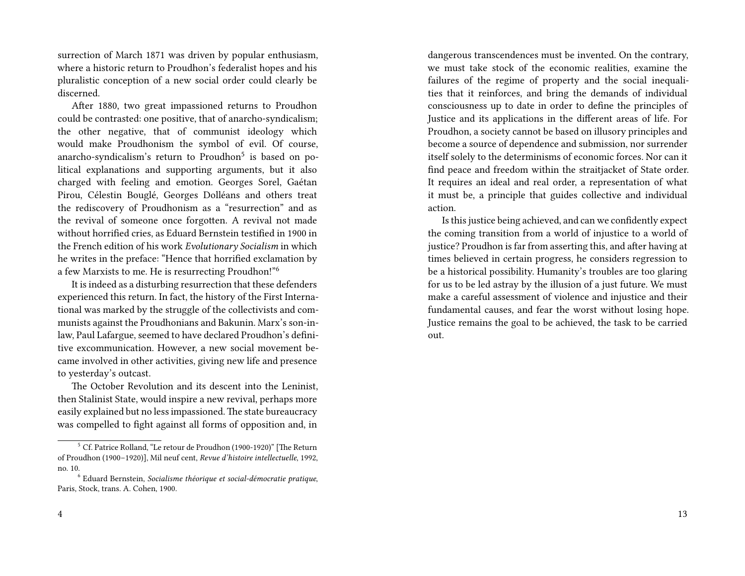surrection of March 1871 was driven by popular enthusiasm, where a historic return to Proudhon's federalist hopes and his pluralistic conception of a new social order could clearly be discerned.

After 1880, two great impassioned returns to Proudhon could be contrasted: one positive, that of anarcho-syndicalism; the other negative, that of communist ideology which would make Proudhonism the symbol of evil. Of course, anarcho-syndicalism's return to Proudhon[5] is based on political explanations and supporting arguments, but it also charged with feeling and emotion. Georges Sorel, Gaétan Pirou, Célestin Bouglé, Georges Dolléans and others treat the rediscovery of Proudhonism as a "resurrection" and as the revival of someone once forgotten. A revival not made without horrified cries, as Eduard Bernstein testified in 1900 in the French edition of his work *Evolutionary Socialism* in which he writes in the preface: "Hence that horrified exclamation by a few Marxists to me. He is resurrecting Proudhon!"[6]

It is indeed as a disturbing resurrection that these defenders experienced this return. In fact, the history of the First International was marked by the struggle of the collectivists and communists against the Proudhonians and Bakunin. Marx's son-in-law, Paul Lafargue, seemed to have declared Proudhon's definitive excommunication. However, a new social movement became involved in other activities, giving new life and presence to yesterday's outcast.

The October Revolution and its descent into the Leninist, then Stalinist State, would inspire a new revival, perhaps more easily explained but no less impassioned. The state bureaucracy was compelled to fight against all forms of opposition and, in

[5] Cf. Patrice Rolland, "Le retour de Proudhon (1900-1920)" [The Return of Proudhon (1900–1920)], Mil neuf cent, *Revue d'histoire intellectuelle*, 1992, no. 10.

[6] Eduard Bernstein, *Socialisme théorique et social-démocratie pratique*, Paris, Stock, trans. A. Cohen, 1900.

dangerous transcendences must be invented. On the contrary, we must take stock of the economic realities, examine the failures of the regime of property and the social inequalities that it reinforces, and bring the demands of individual consciousness up to date in order to define the principles of Justice and its applications in the different areas of life. For Proudhon, a society cannot be based on illusory principles and become a source of dependence and submission, nor surrender itself solely to the determinisms of economic forces. Nor can it find peace and freedom within the straitjacket of State order. It requires an ideal and real order, a representation of what it must be, a principle that guides collective and individual action.

Is this justice being achieved, and can we confidently expect the coming transition from a world of injustice to a world of justice? Proudhon is far from asserting this, and after having at times believed in certain progress, he considers regression to be a historical possibility. Humanity's troubles are too glaring for us to be led astray by the illusion of a just future. We must make a careful assessment of violence and injustice and their fundamental causes, and fear the worst without losing hope. Justice remains the goal to be achieved, the task to be carried out.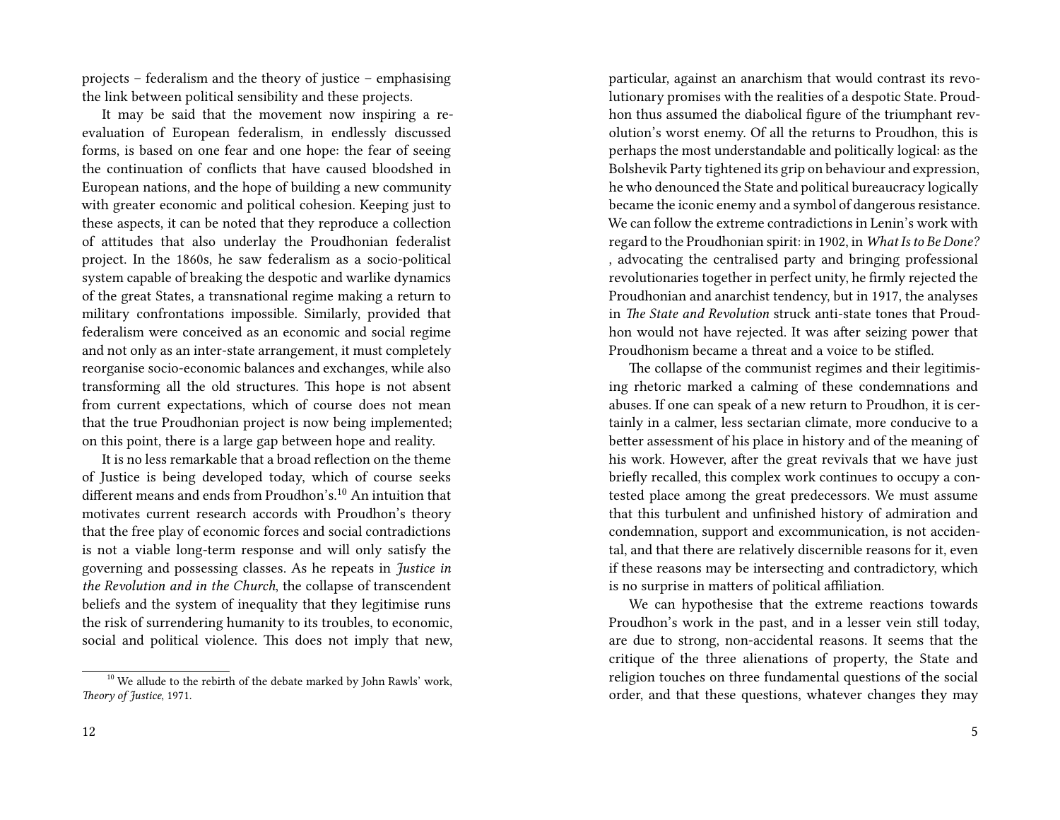projects – federalism and the theory of justice – emphasising the link between political sensibility and these projects.

It may be said that the movement now inspiring a re-evaluation of European federalism, in endlessly discussed forms, is based on one fear and one hope: the fear of seeing the continuation of conflicts that have caused bloodshed in European nations, and the hope of building a new community with greater economic and political cohesion. Keeping just to these aspects, it can be noted that they reproduce a collection of attitudes that also underlay the Proudhonian federalist project. In the 1860s, he saw federalism as a socio-political system capable of breaking the despotic and warlike dynamics of the great States, a transnational regime making a return to military confrontations impossible. Similarly, provided that federalism were conceived as an economic and social regime and not only as an inter-state arrangement, it must completely reorganise socio-economic balances and exchanges, while also transforming all the old structures. This hope is not absent from current expectations, which of course does not mean that the true Proudhonian project is now being implemented; on this point, there is a large gap between hope and reality.

It is no less remarkable that a broad reflection on the theme of Justice is being developed today, which of course seeks different means and ends from Proudhon's.[10] An intuition that motivates current research accords with Proudhon's theory that the free play of economic forces and social contradictions is not a viable long-term response and will only satisfy the governing and possessing classes. As he repeats in *Justice in the Revolution and in the Church*, the collapse of transcendent beliefs and the system of inequality that they legitimise runs the risk of surrendering humanity to its troubles, to economic, social and political violence. This does not imply that new,

[10] We allude to the rebirth of the debate marked by John Rawls' work, *Theory of Justice*, 1971.

particular, against an anarchism that would contrast its revolutionary promises with the realities of a despotic State. Proudhon thus assumed the diabolical figure of the triumphant revolution's worst enemy. Of all the returns to Proudhon, this is perhaps the most understandable and politically logical: as the Bolshevik Party tightened its grip on behaviour and expression, he who denounced the State and political bureaucracy logically became the iconic enemy and a symbol of dangerous resistance. We can follow the extreme contradictions in Lenin's work with regard to the Proudhonian spirit: in 1902, in *What Is to Be Done?*, advocating the centralised party and bringing professional revolutionaries together in perfect unity, he firmly rejected the Proudhonian and anarchist tendency, but in 1917, the analyses in *The State and Revolution* struck anti-state tones that Proudhon would not have rejected. It was after seizing power that Proudhonism became a threat and a voice to be stifled.

The collapse of the communist regimes and their legitimising rhetoric marked a calming of these condemnations and abuses. If one can speak of a new return to Proudhon, it is certainly in a calmer, less sectarian climate, more conducive to a better assessment of his place in history and of the meaning of his work. However, after the great revivals that we have just briefly recalled, this complex work continues to occupy a contested place among the great predecessors. We must assume that this turbulent and unfinished history of admiration and condemnation, support and excommunication, is not accidental, and that there are relatively discernible reasons for it, even if these reasons may be intersecting and contradictory, which is no surprise in matters of political affiliation.

We can hypothesise that the extreme reactions towards Proudhon's work in the past, and in a lesser vein still today, are due to strong, non-accidental reasons. It seems that the critique of the three alienations of property, the State and religion touches on three fundamental questions of the social order, and that these questions, whatever changes they may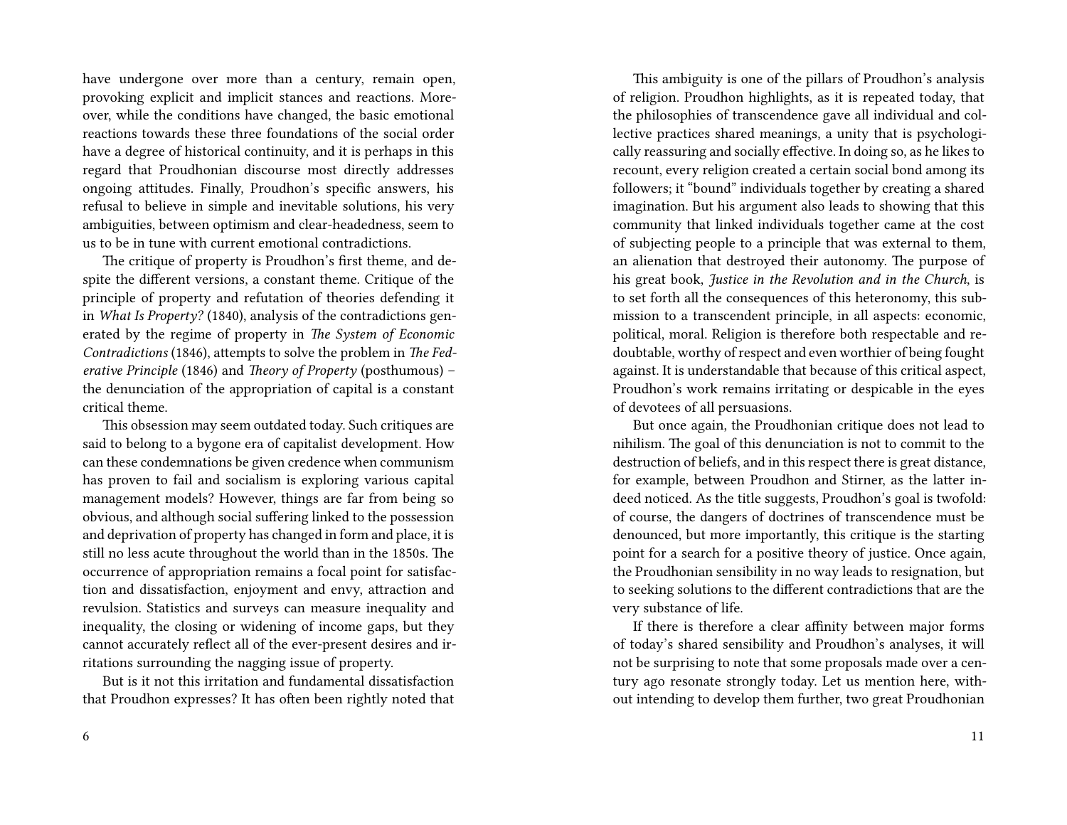have undergone over more than a century, remain open, provoking explicit and implicit stances and reactions. Moreover, while the conditions have changed, the basic emotional reactions towards these three foundations of the social order have a degree of historical continuity, and it is perhaps in this regard that Proudhonian discourse most directly addresses ongoing attitudes. Finally, Proudhon's specific answers, his refusal to believe in simple and inevitable solutions, his very ambiguities, between optimism and clear-headedness, seem to us to be in tune with current emotional contradictions.

The critique of property is Proudhon's first theme, and despite the different versions, a constant theme. Critique of the principle of property and refutation of theories defending it in *What Is Property?* (1840), analysis of the contradictions generated by the regime of property in *The System of Economic Contradictions* (1846), attempts to solve the problem in *The Federative Principle* (1846) and *Theory of Property* (posthumous) – the denunciation of the appropriation of capital is a constant critical theme.

This obsession may seem outdated today. Such critiques are said to belong to a bygone era of capitalist development. How can these condemnations be given credence when communism has proven to fail and socialism is exploring various capital management models? However, things are far from being so obvious, and although social suffering linked to the possession and deprivation of property has changed in form and place, it is still no less acute throughout the world than in the 1850s. The occurrence of appropriation remains a focal point for satisfaction and dissatisfaction, enjoyment and envy, attraction and revulsion. Statistics and surveys can measure inequality and inequality, the closing or widening of income gaps, but they cannot accurately reflect all of the ever-present desires and irritations surrounding the nagging issue of property.

But is it not this irritation and fundamental dissatisfaction that Proudhon expresses? It has often been rightly noted that

This ambiguity is one of the pillars of Proudhon's analysis of religion. Proudhon highlights, as it is repeated today, that the philosophies of transcendence gave all individual and collective practices shared meanings, a unity that is psychologically reassuring and socially effective. In doing so, as he likes to recount, every religion created a certain social bond among its followers; it "bound" individuals together by creating a shared imagination. But his argument also leads to showing that this community that linked individuals together came at the cost of subjecting people to a principle that was external to them, an alienation that destroyed their autonomy. The purpose of his great book, *Justice in the Revolution and in the Church*, is to set forth all the consequences of this heteronomy, this submission to a transcendent principle, in all aspects: economic, political, moral. Religion is therefore both respectable and redoubtable, worthy of respect and even worthier of being fought against. It is understandable that because of this critical aspect, Proudhon's work remains irritating or despicable in the eyes of devotees of all persuasions.

But once again, the Proudhonian critique does not lead to nihilism. The goal of this denunciation is not to commit to the destruction of beliefs, and in this respect there is great distance, for example, between Proudhon and Stirner, as the latter indeed noticed. As the title suggests, Proudhon's goal is twofold: of course, the dangers of doctrines of transcendence must be denounced, but more importantly, this critique is the starting point for a search for a positive theory of justice. Once again, the Proudhonian sensibility in no way leads to resignation, but to seeking solutions to the different contradictions that are the very substance of life.

If there is therefore a clear affinity between major forms of today's shared sensibility and Proudhon's analyses, it will not be surprising to note that some proposals made over a century ago resonate strongly today. Let us mention here, without intending to develop them further, two great Proudhonian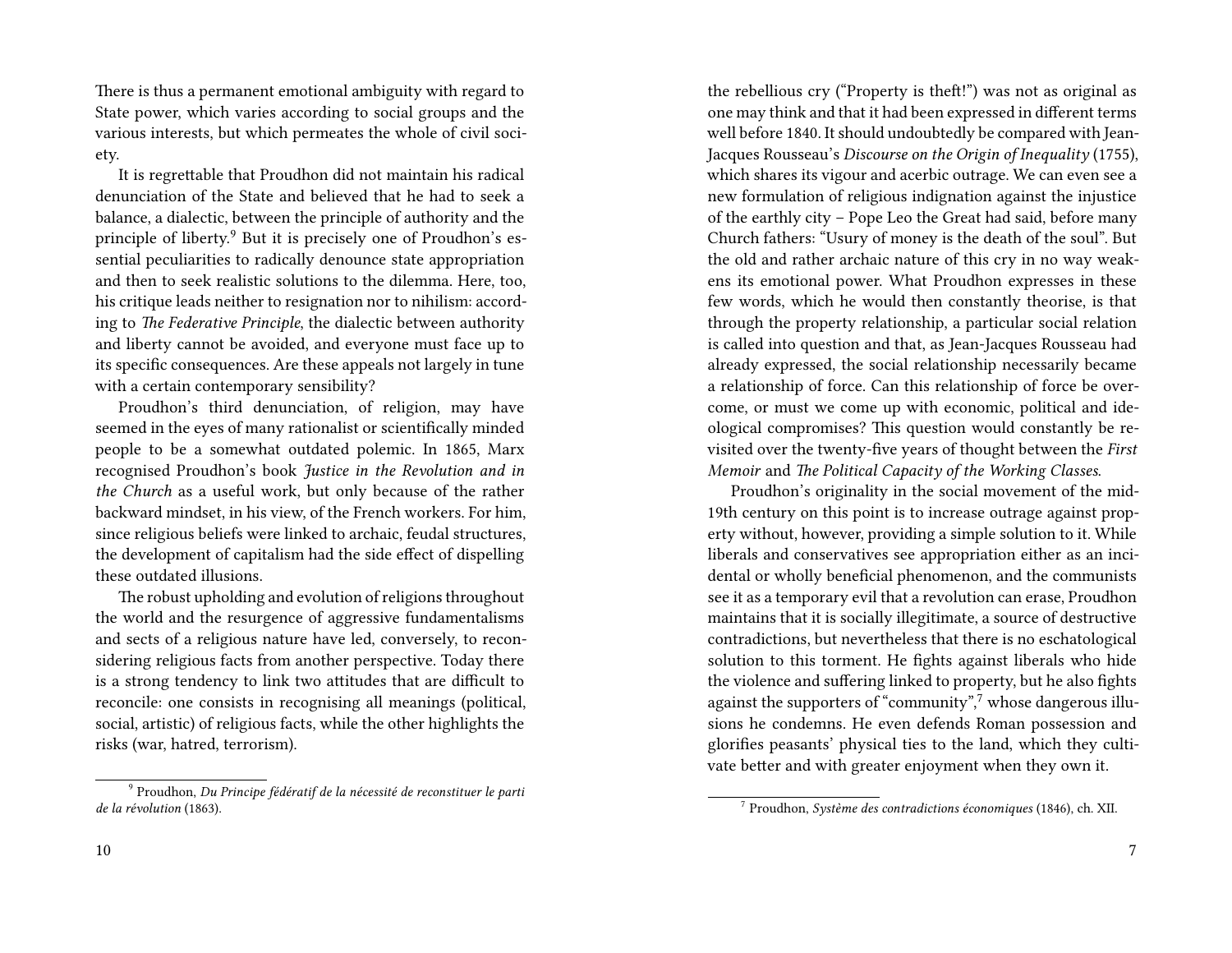There is thus a permanent emotional ambiguity with regard to State power, which varies according to social groups and the various interests, but which permeates the whole of civil society.

It is regrettable that Proudhon did not maintain his radical denunciation of the State and believed that he had to seek a balance, a dialectic, between the principle of authority and the principle of liberty.[9] But it is precisely one of Proudhon's essential peculiarities to radically denounce state appropriation and then to seek realistic solutions to the dilemma. Here, too, his critique leads neither to resignation nor to nihilism: according to *The Federative Principle*, the dialectic between authority and liberty cannot be avoided, and everyone must face up to its specific consequences. Are these appeals not largely in tune with a certain contemporary sensibility?

Proudhon's third denunciation, of religion, may have seemed in the eyes of many rationalist or scientifically minded people to be a somewhat outdated polemic. In 1865, Marx recognised Proudhon's book *Justice in the Revolution and in the Church* as a useful work, but only because of the rather backward mindset, in his view, of the French workers. For him, since religious beliefs were linked to archaic, feudal structures, the development of capitalism had the side effect of dispelling these outdated illusions.

The robust upholding and evolution of religions throughout the world and the resurgence of aggressive fundamentalisms and sects of a religious nature have led, conversely, to reconsidering religious facts from another perspective. Today there is a strong tendency to link two attitudes that are difficult to reconcile: one consists in recognising all meanings (political, social, artistic) of religious facts, while the other highlights the risks (war, hatred, terrorism).

[9] Proudhon, *Du Principe fédératif de la nécessité de reconstituer le parti de la révolution* (1863).

the rebellious cry ("Property is theft!") was not as original as one may think and that it had been expressed in different terms well before 1840. It should undoubtedly be compared with Jean-Jacques Rousseau's *Discourse on the Origin of Inequality* (1755), which shares its vigour and acerbic outrage. We can even see a new formulation of religious indignation against the injustice of the earthly city – Pope Leo the Great had said, before many Church fathers: "Usury of money is the death of the soul". But the old and rather archaic nature of this cry in no way weakens its emotional power. What Proudhon expresses in these few words, which he would then constantly theorise, is that through the property relationship, a particular social relation is called into question and that, as Jean-Jacques Rousseau had already expressed, the social relationship necessarily became a relationship of force. Can this relationship of force be overcome, or must we come up with economic, political and ideological compromises? This question would constantly be revisited over the twenty-five years of thought between the *First Memoir* and *The Political Capacity of the Working Classes.*

Proudhon's originality in the social movement of the mid-19th century on this point is to increase outrage against property without, however, providing a simple solution to it. While liberals and conservatives see appropriation either as an incidental or wholly beneficial phenomenon, and the communists see it as a temporary evil that a revolution can erase, Proudhon maintains that it is socially illegitimate, a source of destructive contradictions, but nevertheless that there is no eschatological solution to this torment. He fights against liberals who hide the violence and suffering linked to property, but he also fights against the supporters of "community",[7] whose dangerous illusions he condemns. He even defends Roman possession and glorifies peasants' physical ties to the land, which they cultivate better and with greater enjoyment when they own it.

[7] Proudhon, *Système des contradictions économiques* (1846), ch. XII.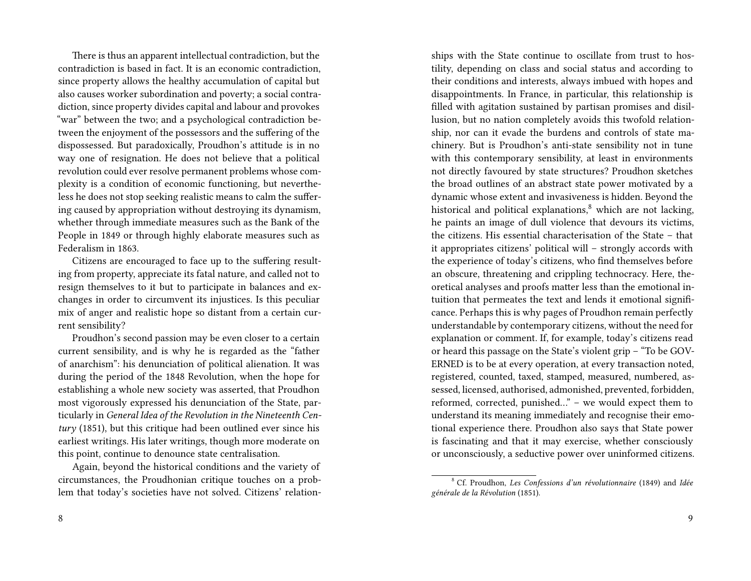There is thus an apparent intellectual contradiction, but the contradiction is based in fact. It is an economic contradiction, since property allows the healthy accumulation of capital but also causes worker subordination and poverty; a social contradiction, since property divides capital and labour and provokes "war" between the two; and a psychological contradiction between the enjoyment of the possessors and the suffering of the dispossessed. But paradoxically, Proudhon's attitude is in no way one of resignation. He does not believe that a political revolution could ever resolve permanent problems whose complexity is a condition of economic functioning, but nevertheless he does not stop seeking realistic means to calm the suffering caused by appropriation without destroying its dynamism, whether through immediate measures such as the Bank of the People in 1849 or through highly elaborate measures such as Federalism in 1863.

Citizens are encouraged to face up to the suffering resulting from property, appreciate its fatal nature, and called not to resign themselves to it but to participate in balances and exchanges in order to circumvent its injustices. Is this peculiar mix of anger and realistic hope so distant from a certain current sensibility?

Proudhon's second passion may be even closer to a certain current sensibility, and is why he is regarded as the "father of anarchism": his denunciation of political alienation. It was during the period of the 1848 Revolution, when the hope for establishing a whole new society was asserted, that Proudhon most vigorously expressed his denunciation of the State, particularly in *General Idea of the Revolution in the Nineteenth Century* (1851), but this critique had been outlined ever since his earliest writings. His later writings, though more moderate on this point, continue to denounce state centralisation.

Again, beyond the historical conditions and the variety of circumstances, the Proudhonian critique touches on a problem that today's societies have not solved. Citizens' relationships with the State continue to oscillate from trust to hostility, depending on class and social status and according to their conditions and interests, always imbued with hopes and disappointments. In France, in particular, this relationship is filled with agitation sustained by partisan promises and disillusion, but no nation completely avoids this twofold relationship, nor can it evade the burdens and controls of state machinery. But is Proudhon's anti-state sensibility not in tune with this contemporary sensibility, at least in environments not directly favoured by state structures? Proudhon sketches the broad outlines of an abstract state power motivated by a dynamic whose extent and invasiveness is hidden. Beyond the historical and political explanations,[8] which are not lacking, he paints an image of dull violence that devours its victims, the citizens. His essential characterisation of the State – that it appropriates citizens' political will – strongly accords with the experience of today's citizens, who find themselves before an obscure, threatening and crippling technocracy. Here, theoretical analyses and proofs matter less than the emotional intuition that permeates the text and lends it emotional significance. Perhaps this is why pages of Proudhon remain perfectly understandable by contemporary citizens, without the need for explanation or comment. If, for example, today's citizens read or heard this passage on the State's violent grip – "To be GOVERNED is to be at every operation, at every transaction noted, registered, counted, taxed, stamped, measured, numbered, assessed, licensed, authorised, admonished, prevented, forbidden, reformed, corrected, punished…" – we would expect them to understand its meaning immediately and recognise their emotional experience there. Proudhon also says that State power is fascinating and that it may exercise, whether consciously or unconsciously, a seductive power over uninformed citizens.

[8] Cf. Proudhon, *Les Confessions d'un révolutionnaire* (1849) and *Idée générale de la Révolution* (1851).